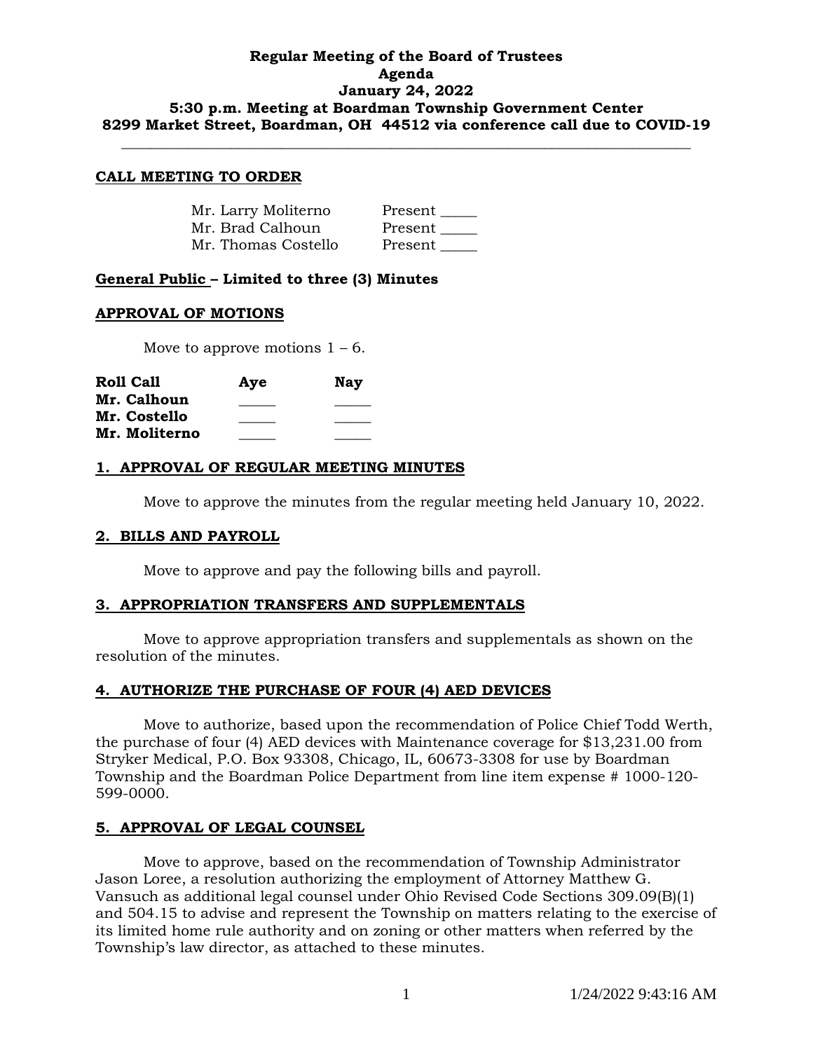**Regular Meeting of the Board of Trustees**
**Agenda**
**January 24, 2022**
**5:30 p.m. Meeting at Boardman Township Government Center**
**8299 Market Street, Boardman, OH 44512 via conference call due to COVID-19**

---

## CALL MEETING TO ORDER

| | |
|---|---|
| Mr. Larry Moliterno | Present _____ |
| Mr. Brad Calhoun | Present _____ |
| Mr. Thomas Costello | Present _____ |

## General Public – Limited to three (3) Minutes

## APPROVAL OF MOTIONS

Move to approve motions 1 – 6.

| Roll Call | Aye | Nay |
|---|---|---|
| **Mr. Calhoun** | _____ | _____ |
| **Mr. Costello** | _____ | _____ |
| **Mr. Moliterno** | _____ | _____ |

## 1. APPROVAL OF REGULAR MEETING MINUTES

Move to approve the minutes from the regular meeting held January 10, 2022.

## 2. BILLS AND PAYROLL

Move to approve and pay the following bills and payroll.

## 3. APPROPRIATION TRANSFERS AND SUPPLEMENTALS

Move to approve appropriation transfers and supplementals as shown on the resolution of the minutes.

## 4. AUTHORIZE THE PURCHASE OF FOUR (4) AED DEVICES

Move to authorize, based upon the recommendation of Police Chief Todd Werth, the purchase of four (4) AED devices with Maintenance coverage for $13,231.00 from Stryker Medical, P.O. Box 93308, Chicago, IL, 60673-3308 for use by Boardman Township and the Boardman Police Department from line item expense # 1000-120-599-0000.

## 5. APPROVAL OF LEGAL COUNSEL

Move to approve, based on the recommendation of Township Administrator Jason Loree, a resolution authorizing the employment of Attorney Matthew G. Vansuch as additional legal counsel under Ohio Revised Code Sections 309.09(B)(1) and 504.15 to advise and represent the Township on matters relating to the exercise of its limited home rule authority and on zoning or other matters when referred by the Township's law director, as attached to these minutes.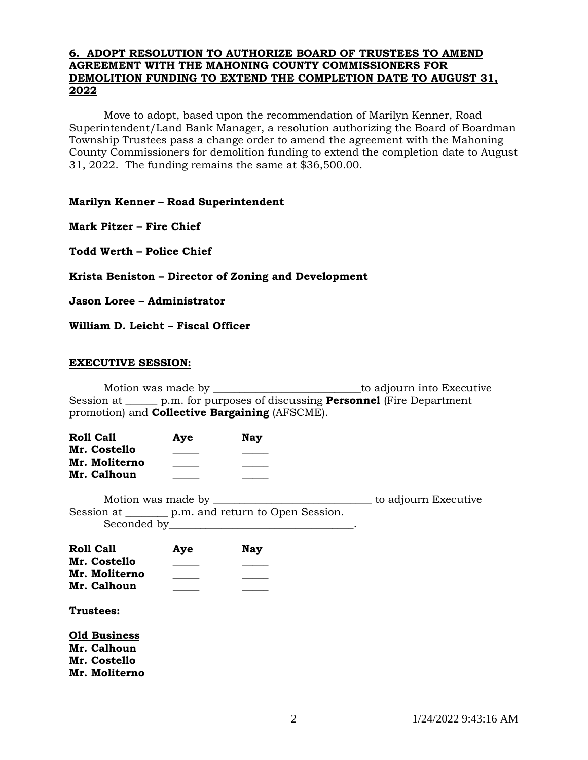**6. ADOPT RESOLUTION TO AUTHORIZE BOARD OF TRUSTEES TO AMEND AGREEMENT WITH THE MAHONING COUNTY COMMISSIONERS FOR DEMOLITION FUNDING TO EXTEND THE COMPLETION DATE TO AUGUST 31, 2022**

Move to adopt, based upon the recommendation of Marilyn Kenner, Road Superintendent/Land Bank Manager, a resolution authorizing the Board of Boardman Township Trustees pass a change order to amend the agreement with the Mahoning County Commissioners for demolition funding to extend the completion date to August 31, 2022. The funding remains the same at $36,500.00.

**Marilyn Kenner – Road Superintendent**

**Mark Pitzer – Fire Chief**

**Todd Werth – Police Chief**

**Krista Beniston – Director of Zoning and Development**

**Jason Loree – Administrator**

**William D. Leicht – Fiscal Officer**

**EXECUTIVE SESSION:**

Motion was made by ____________________________to adjourn into Executive Session at ______ p.m. for purposes of discussing **Personnel** (Fire Department promotion) and **Collective Bargaining** (AFSCME).

| Roll Call | Aye | Nay |
|---|---|---|
| Mr. Costello | _____ | _____ |
| Mr. Moliterno | _____ | _____ |
| Mr. Calhoun | _____ | _____ |

Motion was made by ______________________________ to adjourn Executive Session at ________ p.m. and return to Open Session.
Seconded by___________________________________.

| Roll Call | Aye | Nay |
|---|---|---|
| Mr. Costello | _____ | _____ |
| Mr. Moliterno | _____ | _____ |
| Mr. Calhoun | _____ | _____ |

**Trustees:**

**Old Business**
**Mr. Calhoun**
**Mr. Costello**
**Mr. Moliterno**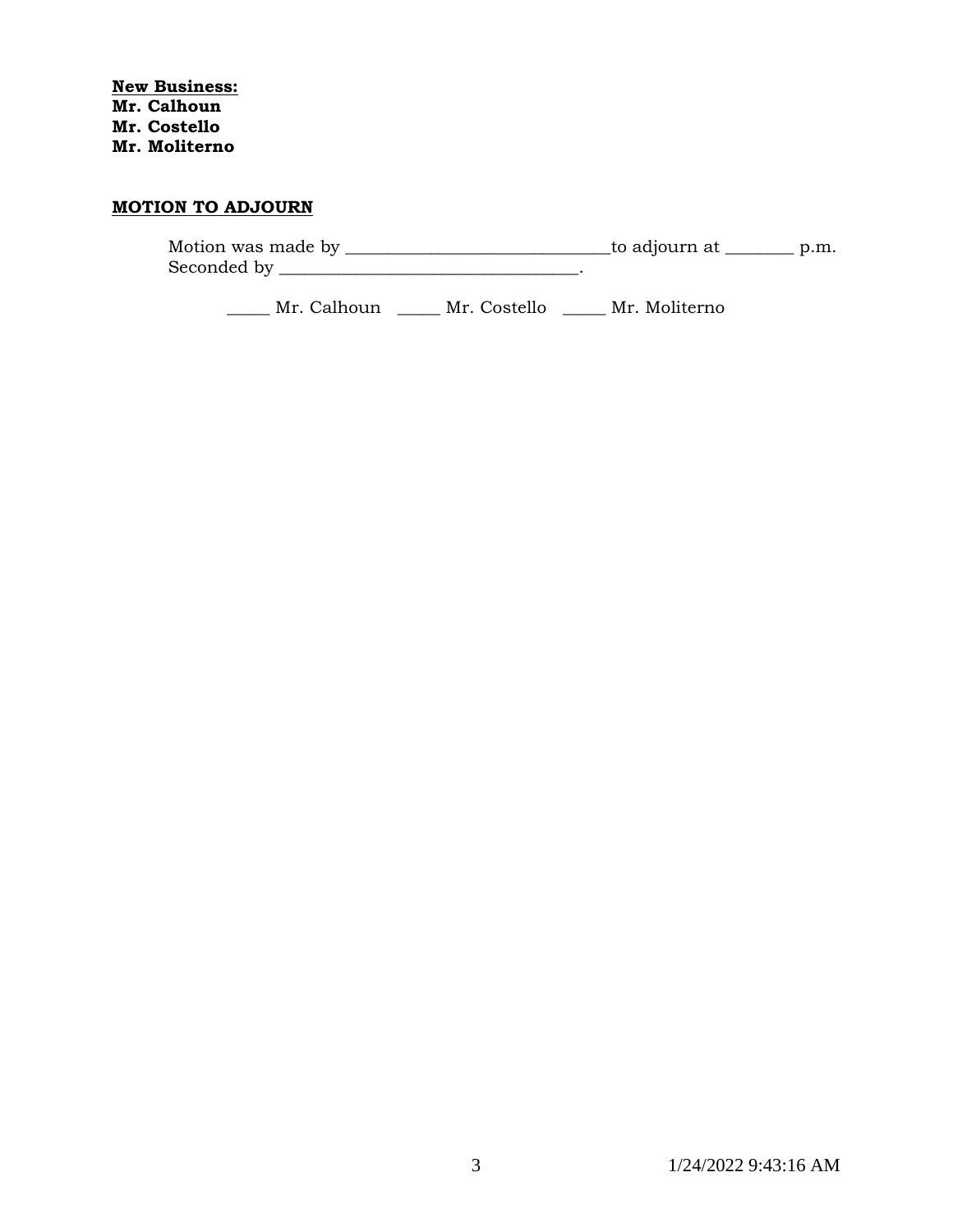**New Business:**
**Mr. Calhoun**
**Mr. Costello**
**Mr. Moliterno**

## MOTION TO ADJOURN

Motion was made by ______________________________to adjourn at ________ p.m.
Seconded by ___________________________________.

_____ Mr. Calhoun _____ Mr. Costello _____ Mr. Moliterno

1/24/2022 9:43:16 AM